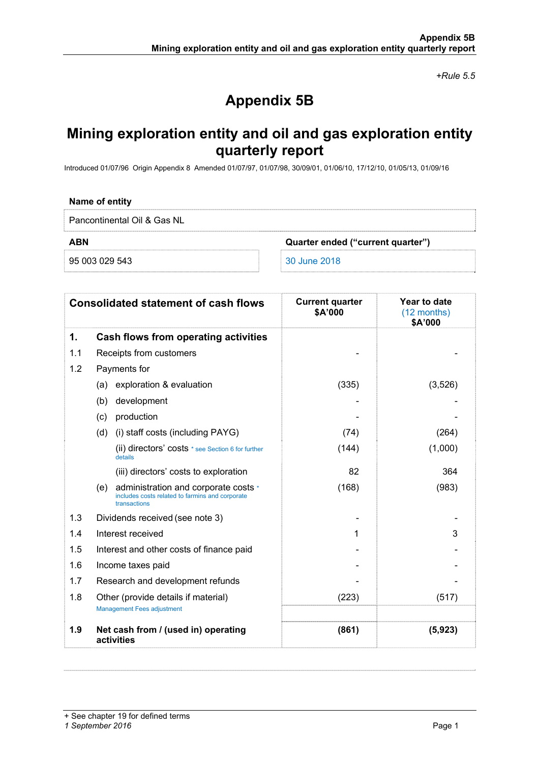*+Rule 5.5*

# Appendix 5B

# Mining exploration entity and oil and gas exploration entity quarterly report

Introduced 01/07/96 Origin Appendix 8 Amended 01/07/97, 01/07/98, 30/09/01, 01/06/10, 17/12/10, 01/05/13, 01/09/16

| Name of entity | |
|---|---|
| Pancontinental Oil & Gas NL | |
| **ABN** | **Quarter ended ("current quarter")** |
| 95 003 029 543 | 30 June 2018 |

| Consolidated statement of cash flows | | | Current quarter $A'000 | Year to date (12 months) $A'000 |
|---|---|---|---|---|
| **1.** | **Cash flows from operating activities** | | | |
| 1.1 | Receipts from customers | | - | - |
| 1.2 | Payments for | | | |
| | (a) | exploration & evaluation | (335) | (3,526) |
| | (b) | development | - | - |
| | (c) | production | - | - |
| | (d) | (i) staff costs (including PAYG) | (74) | (264) |
| | | (ii) directors' costs * see Section 6 for further details | (144) | (1,000) |
| | | (iii) directors' costs to exploration | 82 | 364 |
| | (e) | administration and corporate costs * includes costs related to farmins and corporate transactions | (168) | (983) |
| 1.3 | Dividends received (see note 3) | | - | - |
| 1.4 | Interest received | | 1 | 3 |
| 1.5 | Interest and other costs of finance paid | | - | - |
| 1.6 | Income taxes paid | | - | - |
| 1.7 | Research and development refunds | | - | - |
| 1.8 | Other (provide details if material) Management Fees adjustment | | (223) | (517) |
| **1.9** | **Net cash from / (used in) operating activities** | | **(861)** | **(5,923)** |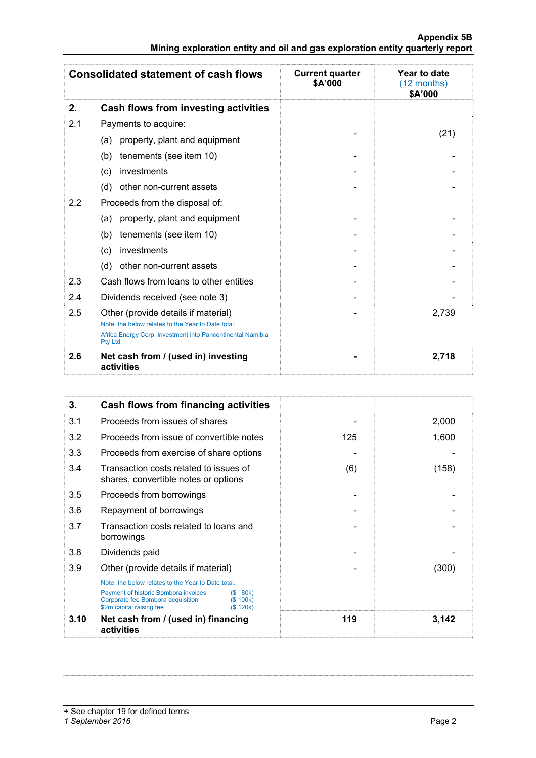**Appendix 5B**
**Mining exploration entity and oil and gas exploration entity quarterly report**

| Consolidated statement of cash flows | | Current quarter $A'000 | Year to date (12 months) $A'000 |
|---|---|---|---|
| **2.** | **Cash flows from investing activities** | | |
| 2.1 | Payments to acquire: | | |
| | (a) property, plant and equipment | - | (21) |
| | (b) tenements (see item 10) | - | - |
| | (c) investments | - | - |
| | (d) other non-current assets | - | - |
| 2.2 | Proceeds from the disposal of: | | |
| | (a) property, plant and equipment | - | - |
| | (b) tenements (see item 10) | - | - |
| | (c) investments | - | - |
| | (d) other non-current assets | - | - |
| 2.3 | Cash flows from loans to other entities | - | - |
| 2.4 | Dividends received (see note 3) | - | - |
| 2.5 | Other (provide details if material)<br>Note: the below relates to the Year to Date total.<br>Africa Energy Corp. investment into Pancontinental Namibia Pty Ltd | - | 2,739 |
| **2.6** | **Net cash from / (used in) investing activities** | **-** | **2,718** |

| | | Current quarter $A'000 | Year to date (12 months) $A'000 |
|---|---|---|---|
| **3.** | **Cash flows from financing activities** | | |
| 3.1 | Proceeds from issues of shares | - | 2,000 |
| 3.2 | Proceeds from issue of convertible notes | 125 | 1,600 |
| 3.3 | Proceeds from exercise of share options | - | - |
| 3.4 | Transaction costs related to issues of shares, convertible notes or options | (6) | (158) |
| 3.5 | Proceeds from borrowings | - | - |
| 3.6 | Repayment of borrowings | - | - |
| 3.7 | Transaction costs related to loans and borrowings | - | - |
| 3.8 | Dividends paid | - | - |
| 3.9 | Other (provide details if material) | - | (300) |
| | Note: the below relates to the Year to Date total.<br>Payment of historic Bombora invoices ($ 80k)<br>Corporate fee Bombora acquisition ($ 100k)<br>$2m capital raising fee ($ 120k) | | |
| **3.10** | **Net cash from / (used in) financing activities** | **119** | **3,142** |

+ See chapter 19 for defined terms
*1 September 2016*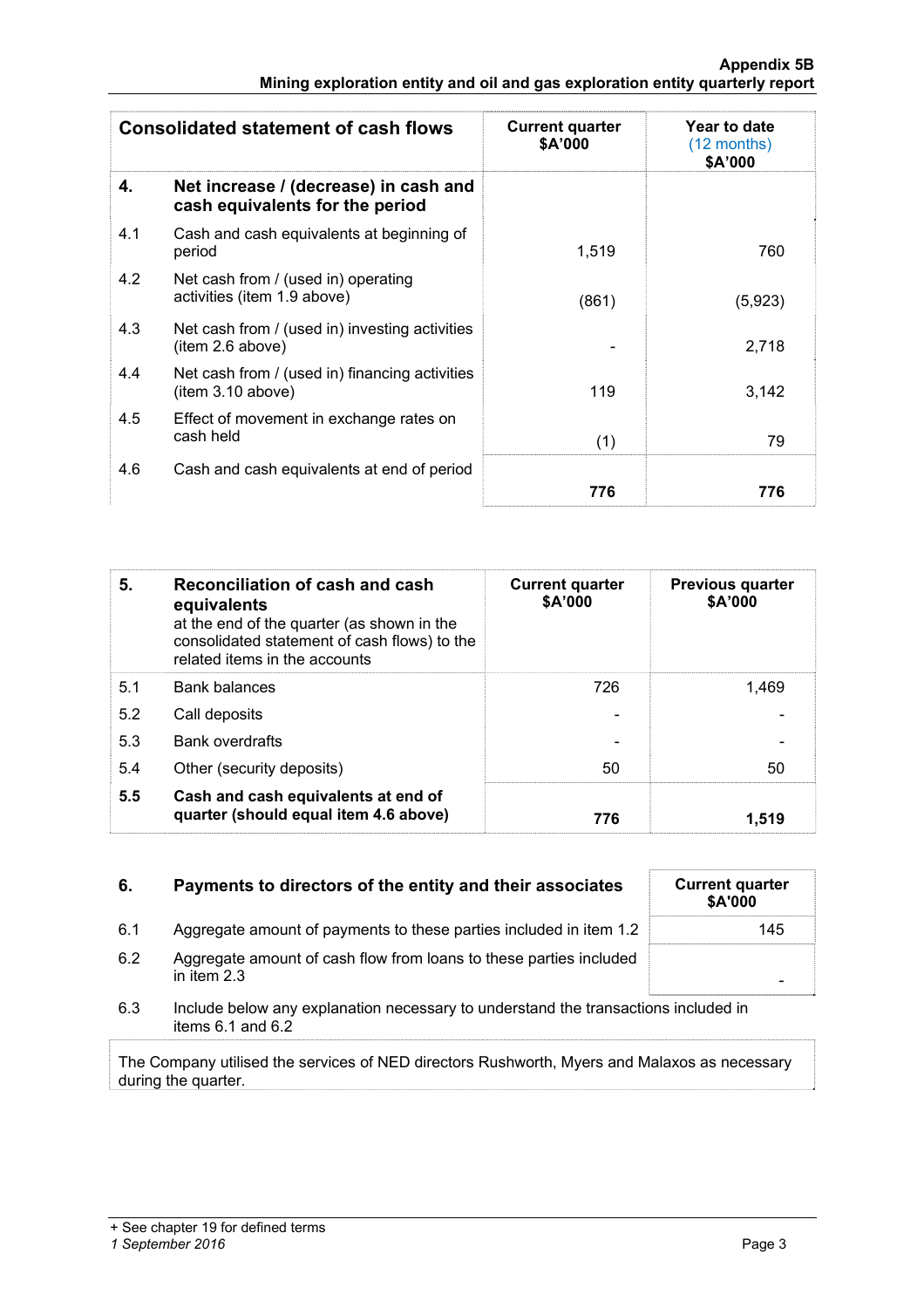| Consolidated statement of cash flows | | Current quarter $A'000 | Year to date (12 months) $A'000 |
|---|---|---|---|
| **4.** | **Net increase / (decrease) in cash and cash equivalents for the period** | | |
| 4.1 | Cash and cash equivalents at beginning of period | 1,519 | 760 |
| 4.2 | Net cash from / (used in) operating activities (item 1.9 above) | (861) | (5,923) |
| 4.3 | Net cash from / (used in) investing activities (item 2.6 above) | - | 2,718 |
| 4.4 | Net cash from / (used in) financing activities (item 3.10 above) | 119 | 3,142 |
| 4.5 | Effect of movement in exchange rates on cash held | (1) | 79 |
| 4.6 | Cash and cash equivalents at end of period | **776** | **776** |

| **5.** | **Reconciliation of cash and cash equivalents** at the end of the quarter (as shown in the consolidated statement of cash flows) to the related items in the accounts | Current quarter $A'000 | Previous quarter $A'000 |
|---|---|---|---|
| 5.1 | Bank balances | 726 | 1,469 |
| 5.2 | Call deposits | - | - |
| 5.3 | Bank overdrafts | - | - |
| 5.4 | Other (security deposits) | 50 | 50 |
| **5.5** | **Cash and cash equivalents at end of quarter (should equal item 4.6 above)** | **776** | **1,519** |

| **6.** | **Payments to directors of the entity and their associates** | Current quarter $A'000 |
|---|---|---|
| 6.1 | Aggregate amount of payments to these parties included in item 1.2 | 145 |
| 6.2 | Aggregate amount of cash flow from loans to these parties included in item 2.3 | - |

6.3 Include below any explanation necessary to understand the transactions included in items 6.1 and 6.2

The Company utilised the services of NED directors Rushworth, Myers and Malaxos as necessary during the quarter.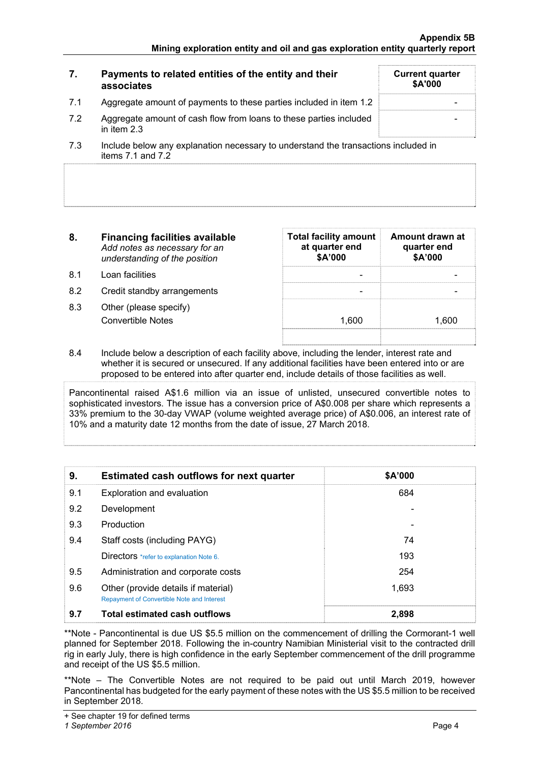| 7. | Payments to related entities of the entity and their associates | Current quarter $A'000 |
|---|---|---|
| 7.1 | Aggregate amount of payments to these parties included in item 1.2 | - |
| 7.2 | Aggregate amount of cash flow from loans to these parties included in item 2.3 | - |

7.3 Include below any explanation necessary to understand the transactions included in items 7.1 and 7.2

| 8. | Financing facilities available *Add notes as necessary for an understanding of the position* | Total facility amount at quarter end $A'000 | Amount drawn at quarter end $A'000 |
|---|---|---|---|
| 8.1 | Loan facilities | - | - |
| 8.2 | Credit standby arrangements | - | - |
| 8.3 | Other (please specify) Convertible Notes | 1,600 | 1,600 |

8.4 Include below a description of each facility above, including the lender, interest rate and whether it is secured or unsecured. If any additional facilities have been entered into or are proposed to be entered into after quarter end, include details of those facilities as well.

Pancontinental raised A$1.6 million via an issue of unlisted, unsecured convertible notes to sophisticated investors. The issue has a conversion price of A$0.008 per share which represents a 33% premium to the 30-day VWAP (volume weighted average price) of A$0.006, an interest rate of 10% and a maturity date 12 months from the date of issue, 27 March 2018.

| 9. | Estimated cash outflows for next quarter | $A'000 |
|---|---|---|
| 9.1 | Exploration and evaluation | 684 |
| 9.2 | Development | - |
| 9.3 | Production | - |
| 9.4 | Staff costs (including PAYG) | 74 |
| | Directors *refer to explanation Note 6. | 193 |
| 9.5 | Administration and corporate costs | 254 |
| 9.6 | Other (provide details if material) Repayment of Convertible Note and Interest | 1,693 |
| 9.7 | **Total estimated cash outflows** | **2,898** |

**Note - Pancontinental is due US $5.5 million on the commencement of drilling the Cormorant-1 well planned for September 2018. Following the in-country Namibian Ministerial visit to the contracted drill rig in early July, there is high confidence in the early September commencement of the drill programme and receipt of the US $5.5 million.

**Note – The Convertible Notes are not required to be paid out until March 2019, however Pancontinental has budgeted for the early payment of these notes with the US $5.5 million to be received in September 2018.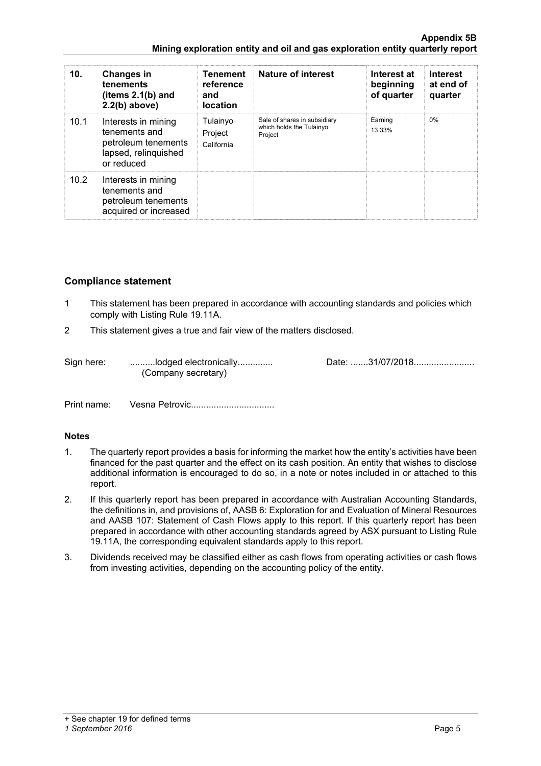| 10. | Changes in tenements (items 2.1(b) and 2.2(b) above) | Tenement reference and location | Nature of interest | Interest at beginning of quarter | Interest at end of quarter |
|---|---|---|---|---|---|
| 10.1 | Interests in mining tenements and petroleum tenements lapsed, relinquished or reduced | Tulainyo Project California | Sale of shares in subsidiary which holds the Tulainyo Project | Earning 13.33% | 0% |
| 10.2 | Interests in mining tenements and petroleum tenements acquired or increased | | | | |

## Compliance statement

1. This statement has been prepared in accordance with accounting standards and policies which comply with Listing Rule 19.11A.
2. This statement gives a true and fair view of the matters disclosed.

Sign here: ..........lodged electronically.............. Date: .......31/07/2018........................
(Company secretary)

Print name: Vesna Petrovic................................

## Notes

1. The quarterly report provides a basis for informing the market how the entity's activities have been financed for the past quarter and the effect on its cash position. An entity that wishes to disclose additional information is encouraged to do so, in a note or notes included in or attached to this report.
2. If this quarterly report has been prepared in accordance with Australian Accounting Standards, the definitions in, and provisions of, AASB 6: Exploration for and Evaluation of Mineral Resources and AASB 107: Statement of Cash Flows apply to this report. If this quarterly report has been prepared in accordance with other accounting standards agreed by ASX pursuant to Listing Rule 19.11A, the corresponding equivalent standards apply to this report.
3. Dividends received may be classified either as cash flows from operating activities or cash flows from investing activities, depending on the accounting policy of the entity.